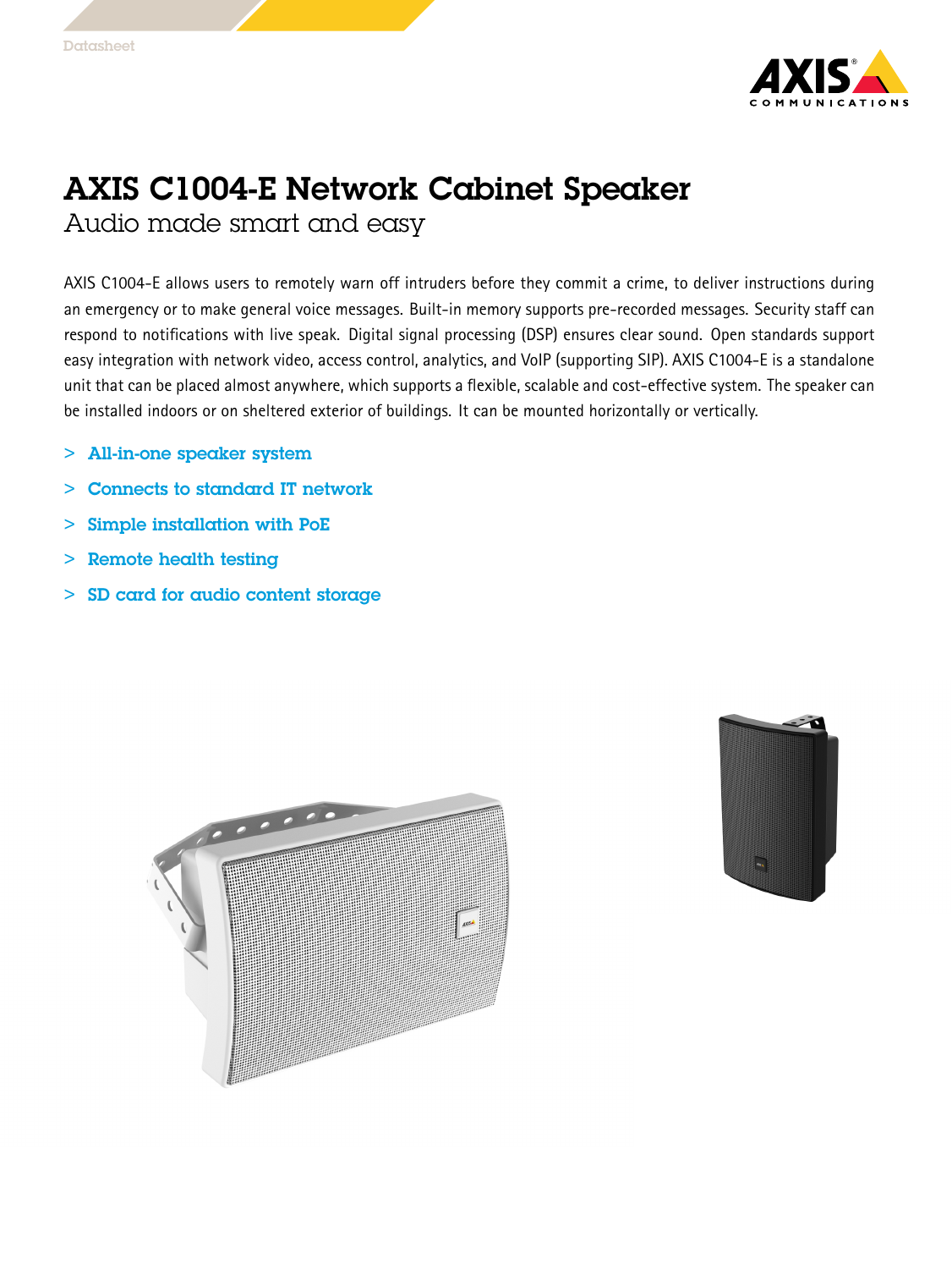# AXIS C1004-E Network Cabinet Speaker

## Audio made smart and easy

AXIS C1004-E allows users to remotely warn off intruders before they commit a crime, to deliver instructions during an emergency or to make general voice messages. Built-in memory supports pre-recorded messages. Security staff can respond to notifications with live speak. Digital signal processing (DSP) ensures clear sound. Open standards support easy integration with network video, access control, analytics, and VoIP (supporting SIP). AXIS C1004-E is a standalone unit that can be placed almost anywhere, which supports a flexible, scalable and cost-effective system. The speaker can be installed indoors or on sheltered exterior of buildings. It can be mounted horizontally or vertically.

> **All-in-one speaker system**
> **Connects to standard IT network**
> **Simple installation with PoE**
> **Remote health testing**
> **SD card for audio content storage**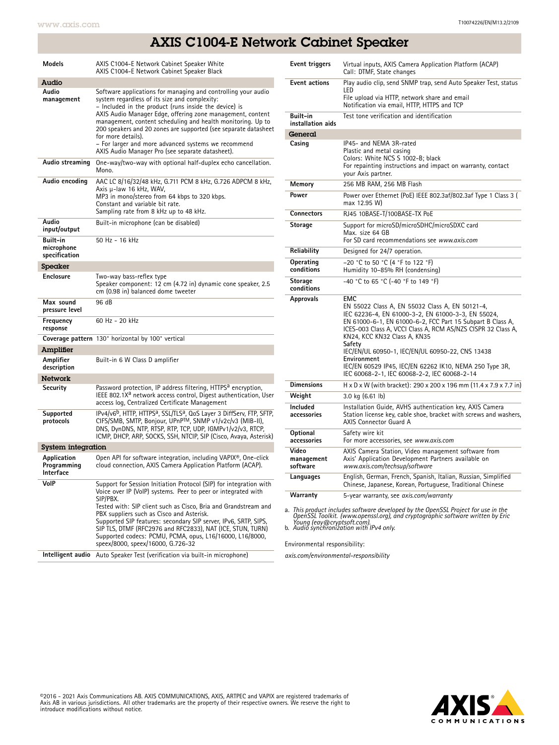# AXIS C1004-E Network Cabinet Speaker

| | |
|---|---|
| **Models** | AXIS C1004-E Network Cabinet Speaker White<br>AXIS C1004-E Network Cabinet Speaker Black |

## Audio

| | |
|---|---|
| **Audio management** | Software applications for managing and controlling your audio system regardless of its size and complexity:<br>– Included in the product (runs inside the device) is AXIS Audio Manager Edge, offering zone management, content management, content scheduling and health monitoring. Up to 200 speakers and 20 zones are supported (see separate datasheet for more details).<br>– For larger and more advanced systems we recommend AXIS Audio Manager Pro (see separate datasheet). |
| **Audio streaming** | One-way/two-way with optional half-duplex echo cancellation. Mono. |
| **Audio encoding** | AAC LC 8/16/32/48 kHz, G.711 PCM 8 kHz, G.726 ADPCM 8 kHz, Axis μ-law 16 kHz, WAV,<br>MP3 in mono/stereo from 64 kbps to 320 kbps.<br>Constant and variable bit rate.<br>Sampling rate from 8 kHz up to 48 kHz. |
| **Audio input/output** | Built-in microphone (can be disabled) |
| **Built-in microphone specification** | 50 Hz - 16 kHz |

## Speaker

| | |
|---|---|
| **Enclosure** | Two-way bass-reflex type<br>Speaker component: 12 cm (4.72 in) dynamic cone speaker, 2.5 cm (0.98 in) balanced dome tweeter |
| **Max sound pressure level** | 96 dB |
| **Frequency response** | 60 Hz - 20 kHz |
| **Coverage pattern** | 130° horizontal by 100° vertical |

## Amplifier

| | |
|---|---|
| **Amplifier description** | Built-in 6 W Class D amplifier |

## Network

| | |
|---|---|
| **Security** | Password protection, IP address filtering, HTTPS[a] encryption, IEEE 802.1X[a] network access control, Digest authentication, User access log, Centralized Certificate Management |
| **Supported protocols** | IPv4/v6[b], HTTP, HTTPS[a], SSL/TLS[a], QoS Layer 3 DiffServ, FTP, SFTP, CIFS/SMB, SMTP, Bonjour, UPnP™, SNMP v1/v2c/v3 (MIB-II), DNS, DynDNS, NTP, RTSP, RTP, TCP, UDP, IGMPv1/v2/v3, RTCP, ICMP, DHCP, ARP, SOCKS, SSH, NTCIP, SIP (Cisco, Avaya, Asterisk) |

## System integration

| | |
|---|---|
| **Application Programming Interface** | Open API for software integration, including VAPIX®, One-click cloud connection, AXIS Camera Application Platform (ACAP). |
| **VoIP** | Support for Session Initiation Protocol (SIP) for integration with Voice over IP (VoIP) systems. Peer to peer or integrated with SIP/PBX.<br>Tested with: SIP client such as Cisco, Bria and Grandstream and PBX suppliers such as Cisco and Asterisk.<br>Supported SIP features: secondary SIP server, IPv6, SRTP, SIPS, SIP TLS, DTMF (RFC2976 and RFC2833), NAT (ICE, STUN, TURN)<br>Supported codecs: PCMU, PCMA, opus, L16/16000, L16/8000, speex/8000, speex/16000, G.726-32 |
| **Intelligent audio** | Auto Speaker Test (verification via built-in microphone) |
| **Event triggers** | Virtual inputs, AXIS Camera Application Platform (ACAP)<br>Call: DTMF, State changes |
| **Event actions** | Play audio clip, send SNMP trap, send Auto Speaker Test, status LED<br>File upload via HTTP, network share and email<br>Notification via email, HTTP, HTTPS and TCP |
| **Built-in installation aids** | Test tone verification and identification |

## General

| | |
|---|---|
| **Casing** | IP45- and NEMA 3R-rated<br>Plastic and metal casing<br>Colors: White NCS S 1002-B; black<br>For repainting instructions and impact on warranty, contact your Axis partner. |
| **Memory** | 256 MB RAM, 256 MB Flash |
| **Power** | Power over Ethernet (PoE) IEEE 802.3af/802.3af Type 1 Class 3 ( max 12.95 W) |
| **Connectors** | RJ45 10BASE-T/100BASE-TX PoE |
| **Storage** | Support for microSD/microSDHC/microSDXC card<br>Max. size 64 GB<br>For SD card recommendations see *www.axis.com* |
| **Reliability** | Designed for 24/7 operation. |
| **Operating conditions** | -20 °C to 50 °C (4 °F to 122 °F)<br>Humidity 10–85% RH (condensing) |
| **Storage conditions** | -40 °C to 65 °C (-40 °F to 149 °F) |
| **Approvals** | **EMC**<br>EN 55022 Class A, EN 55032 Class A, EN 50121-4, IEC 62236-4, EN 61000-3-2, EN 61000-3-3, EN 55024, EN 61000-6-1, EN 61000-6-2, FCC Part 15 Subpart B Class A, ICES-003 Class A, VCCI Class A, RCM AS/NZS CISPR 32 Class A, KN24, KCC KN32 Class A, KN35<br>**Safety**<br>IEC/EN/UL 60950-1, IEC/EN/UL 60950-22, CNS 13438<br>**Environment**<br>IEC/EN 60529 IP45, IEC/EN 62262 IK10, NEMA 250 Type 3R, IEC 60068-2-1, IEC 60068-2-2, IEC 60068-2-14 |
| **Dimensions** | H x D x W (with bracket): 290 x 200 x 196 mm (11.4 x 7.9 x 7.7 in) |
| **Weight** | 3.0 kg (6.61 lb) |
| **Included accessories** | Installation Guide, AVHS authentication key, AXIS Camera Station license key, cable shoe, bracket with screws and washers, AXIS Connector Guard A |
| **Optional accessories** | Safety wire kit<br>For more accessories, see *www.axis.com* |
| **Video management software** | AXIS Camera Station, Video management software from Axis' Application Development Partners available on *www.axis.com/techsup/software* |
| **Languages** | English, German, French, Spanish, Italian, Russian, Simplified Chinese, Japanese, Korean, Portuguese, Traditional Chinese |
| **Warranty** | 5-year warranty, see *axis.com/warranty* |

a. *This product includes software developed by the OpenSSL Project for use in the OpenSSL Toolkit. (www.openssl.org), and cryptographic software written by Eric Young (eay@cryptsoft.com).*
b. *Audio synchronization with IPv4 only.*

Environmental responsibility:

*axis.com/environmental-responsibility*

©2016 - 2021 Axis Communications AB. AXIS COMMUNICATIONS, AXIS, ARTPEC and VAPIX are registered trademarks of Axis AB in various jurisdictions. All other trademarks are the property of their respective owners. We reserve the right to introduce modifications without notice.